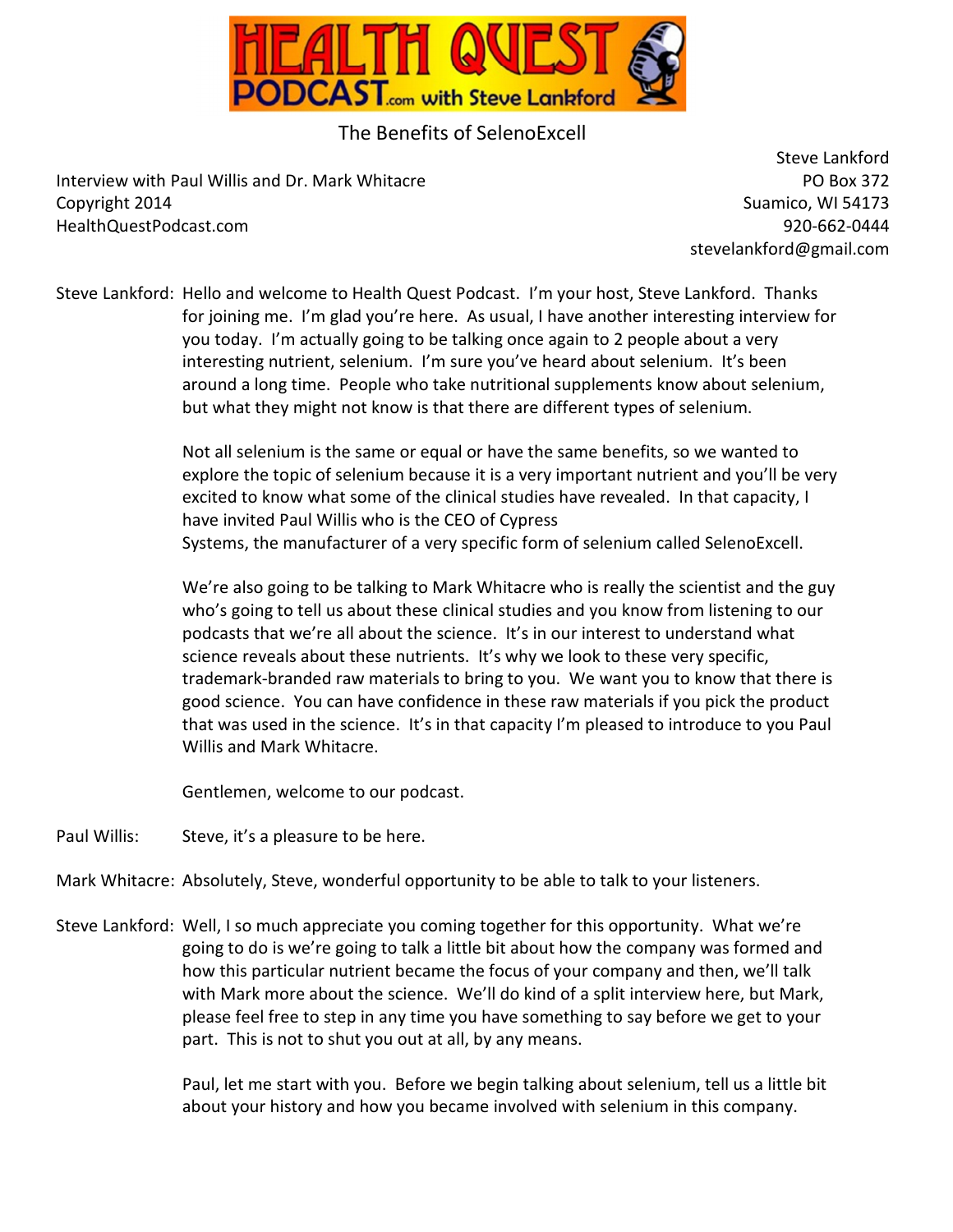The Benefits of SelenoExcell

Interview with Paul Willis and Dr. Mark Whitacre
Copyright 2014
HealthQuestPodcast.com

Steve Lankford
PO Box 372
Suamico, WI 54173
920-662-0444
stevelankford@gmail.com

Steve Lankford: Hello and welcome to Health Quest Podcast. I'm your host, Steve Lankford. Thanks for joining me. I'm glad you're here. As usual, I have another interesting interview for you today. I'm actually going to be talking once again to 2 people about a very interesting nutrient, selenium. I'm sure you've heard about selenium. It's been around a long time. People who take nutritional supplements know about selenium, but what they might not know is that there are different types of selenium.

Not all selenium is the same or equal or have the same benefits, so we wanted to explore the topic of selenium because it is a very important nutrient and you'll be very excited to know what some of the clinical studies have revealed. In that capacity, I have invited Paul Willis who is the CEO of Cypress Systems, the manufacturer of a very specific form of selenium called SelenoExcell.

We're also going to be talking to Mark Whitacre who is really the scientist and the guy who's going to tell us about these clinical studies and you know from listening to our podcasts that we're all about the science. It's in our interest to understand what science reveals about these nutrients. It's why we look to these very specific, trademark-branded raw materials to bring to you. We want you to know that there is good science. You can have confidence in these raw materials if you pick the product that was used in the science. It's in that capacity I'm pleased to introduce to you Paul Willis and Mark Whitacre.

Gentlemen, welcome to our podcast.

Paul Willis: Steve, it's a pleasure to be here.

Mark Whitacre: Absolutely, Steve, wonderful opportunity to be able to talk to your listeners.

Steve Lankford: Well, I so much appreciate you coming together for this opportunity. What we're going to do is we're going to talk a little bit about how the company was formed and how this particular nutrient became the focus of your company and then, we'll talk with Mark more about the science. We'll do kind of a split interview here, but Mark, please feel free to step in any time you have something to say before we get to your part. This is not to shut you out at all, by any means.

Paul, let me start with you. Before we begin talking about selenium, tell us a little bit about your history and how you became involved with selenium in this company.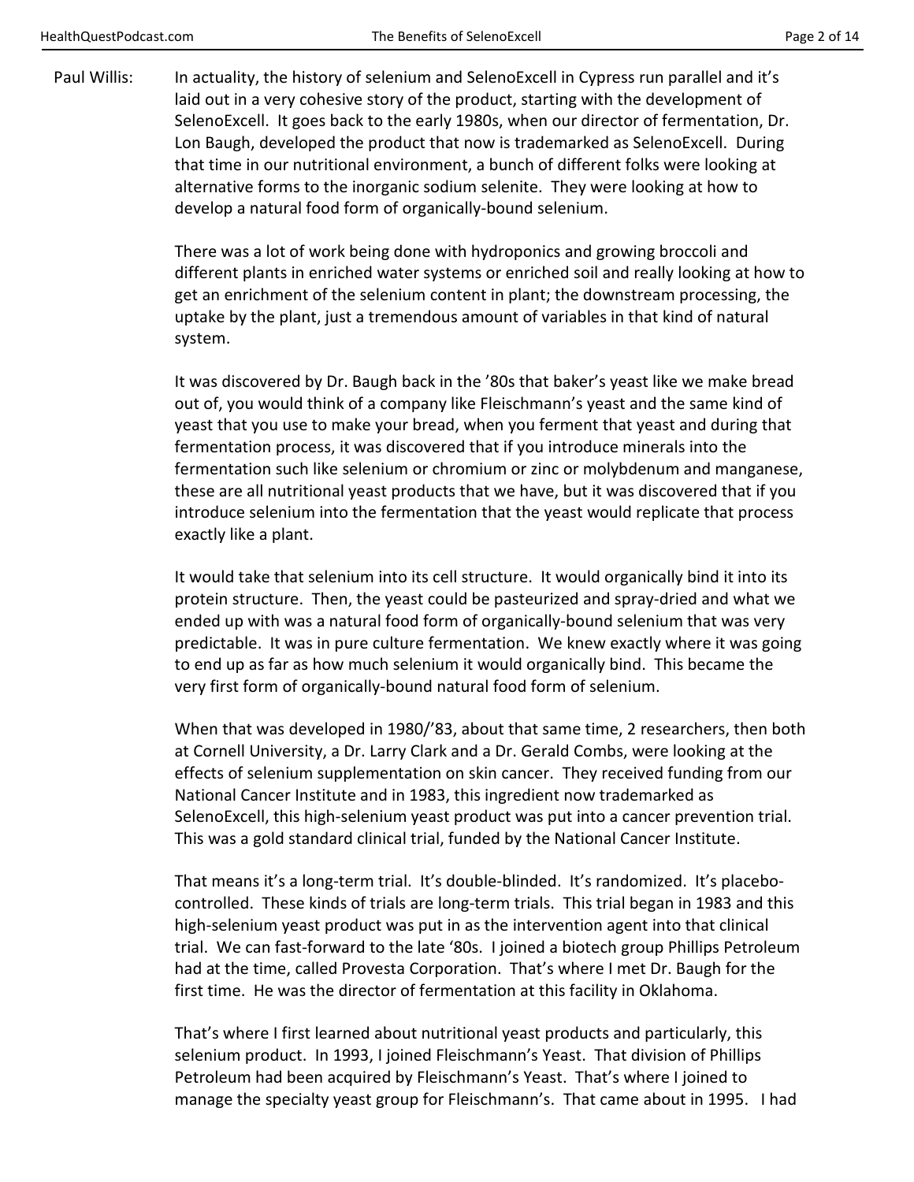Paul Willis: In actuality, the history of selenium and SelenoExcell in Cypress run parallel and it's laid out in a very cohesive story of the product, starting with the development of SelenoExcell. It goes back to the early 1980s, when our director of fermentation, Dr. Lon Baugh, developed the product that now is trademarked as SelenoExcell. During that time in our nutritional environment, a bunch of different folks were looking at alternative forms to the inorganic sodium selenite. They were looking at how to develop a natural food form of organically-bound selenium.

There was a lot of work being done with hydroponics and growing broccoli and different plants in enriched water systems or enriched soil and really looking at how to get an enrichment of the selenium content in plant; the downstream processing, the uptake by the plant, just a tremendous amount of variables in that kind of natural system.

It was discovered by Dr. Baugh back in the '80s that baker's yeast like we make bread out of, you would think of a company like Fleischmann's yeast and the same kind of yeast that you use to make your bread, when you ferment that yeast and during that fermentation process, it was discovered that if you introduce minerals into the fermentation such like selenium or chromium or zinc or molybdenum and manganese, these are all nutritional yeast products that we have, but it was discovered that if you introduce selenium into the fermentation that the yeast would replicate that process exactly like a plant.

It would take that selenium into its cell structure. It would organically bind it into its protein structure. Then, the yeast could be pasteurized and spray-dried and what we ended up with was a natural food form of organically-bound selenium that was very predictable. It was in pure culture fermentation. We knew exactly where it was going to end up as far as how much selenium it would organically bind. This became the very first form of organically-bound natural food form of selenium.

When that was developed in 1980/'83, about that same time, 2 researchers, then both at Cornell University, a Dr. Larry Clark and a Dr. Gerald Combs, were looking at the effects of selenium supplementation on skin cancer. They received funding from our National Cancer Institute and in 1983, this ingredient now trademarked as SelenoExcell, this high-selenium yeast product was put into a cancer prevention trial. This was a gold standard clinical trial, funded by the National Cancer Institute.

That means it's a long-term trial. It's double-blinded. It's randomized. It's placebo-controlled. These kinds of trials are long-term trials. This trial began in 1983 and this high-selenium yeast product was put in as the intervention agent into that clinical trial. We can fast-forward to the late '80s. I joined a biotech group Phillips Petroleum had at the time, called Provesta Corporation. That's where I met Dr. Baugh for the first time. He was the director of fermentation at this facility in Oklahoma.

That's where I first learned about nutritional yeast products and particularly, this selenium product. In 1993, I joined Fleischmann's Yeast. That division of Phillips Petroleum had been acquired by Fleischmann's Yeast. That's where I joined to manage the specialty yeast group for Fleischmann's. That came about in 1995. I had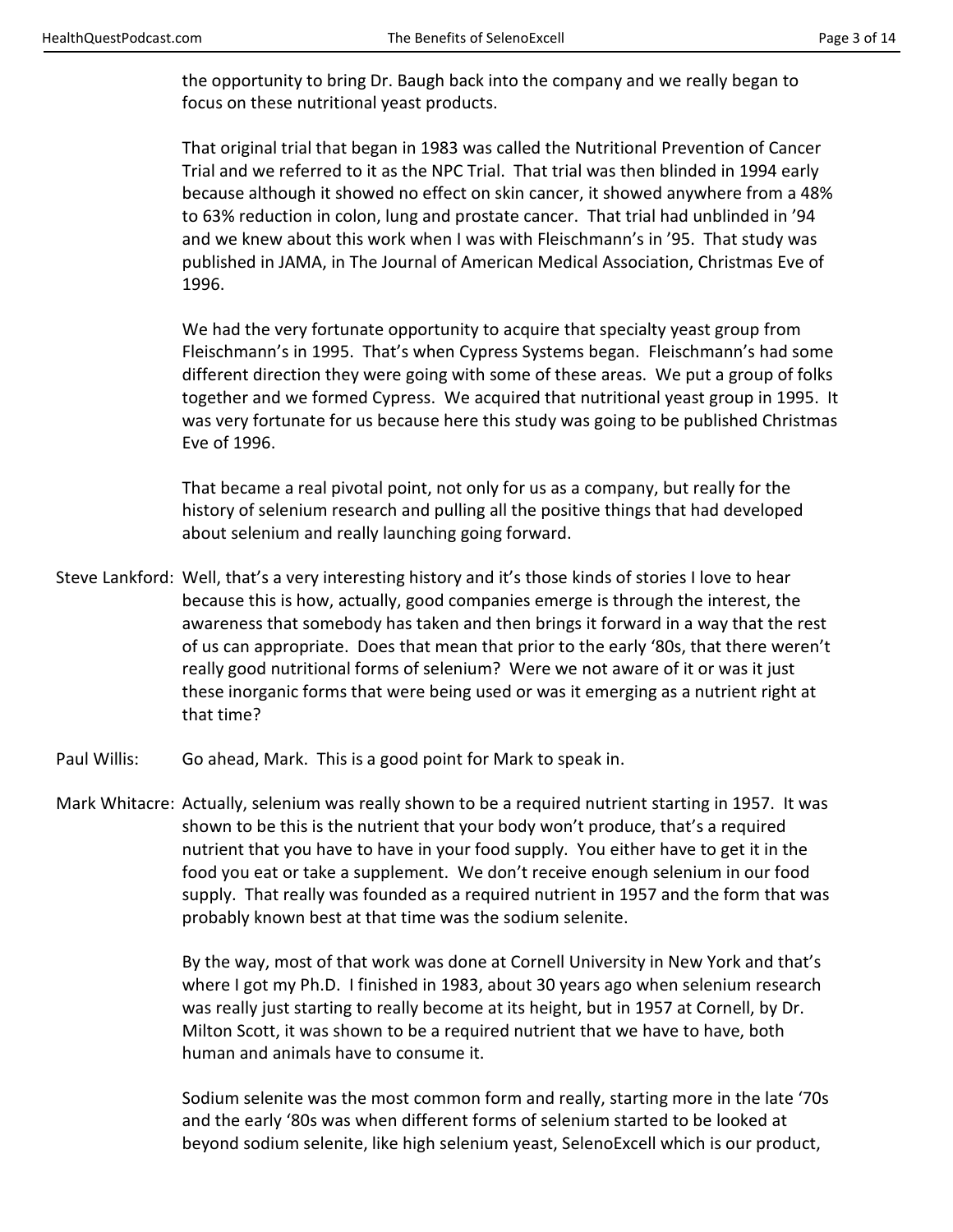the opportunity to bring Dr. Baugh back into the company and we really began to focus on these nutritional yeast products.

That original trial that began in 1983 was called the Nutritional Prevention of Cancer Trial and we referred to it as the NPC Trial. That trial was then blinded in 1994 early because although it showed no effect on skin cancer, it showed anywhere from a 48% to 63% reduction in colon, lung and prostate cancer. That trial had unblinded in '94 and we knew about this work when I was with Fleischmann's in '95. That study was published in JAMA, in The Journal of American Medical Association, Christmas Eve of 1996.

We had the very fortunate opportunity to acquire that specialty yeast group from Fleischmann's in 1995. That's when Cypress Systems began. Fleischmann's had some different direction they were going with some of these areas. We put a group of folks together and we formed Cypress. We acquired that nutritional yeast group in 1995. It was very fortunate for us because here this study was going to be published Christmas Eve of 1996.

That became a real pivotal point, not only for us as a company, but really for the history of selenium research and pulling all the positive things that had developed about selenium and really launching going forward.

Steve Lankford: Well, that's a very interesting history and it's those kinds of stories I love to hear because this is how, actually, good companies emerge is through the interest, the awareness that somebody has taken and then brings it forward in a way that the rest of us can appropriate. Does that mean that prior to the early '80s, that there weren't really good nutritional forms of selenium? Were we not aware of it or was it just these inorganic forms that were being used or was it emerging as a nutrient right at that time?

Paul Willis: Go ahead, Mark. This is a good point for Mark to speak in.

Mark Whitacre: Actually, selenium was really shown to be a required nutrient starting in 1957. It was shown to be this is the nutrient that your body won't produce, that's a required nutrient that you have to have in your food supply. You either have to get it in the food you eat or take a supplement. We don't receive enough selenium in our food supply. That really was founded as a required nutrient in 1957 and the form that was probably known best at that time was the sodium selenite.

By the way, most of that work was done at Cornell University in New York and that's where I got my Ph.D. I finished in 1983, about 30 years ago when selenium research was really just starting to really become at its height, but in 1957 at Cornell, by Dr. Milton Scott, it was shown to be a required nutrient that we have to have, both human and animals have to consume it.

Sodium selenite was the most common form and really, starting more in the late '70s and the early '80s was when different forms of selenium started to be looked at beyond sodium selenite, like high selenium yeast, SelenoExcell which is our product,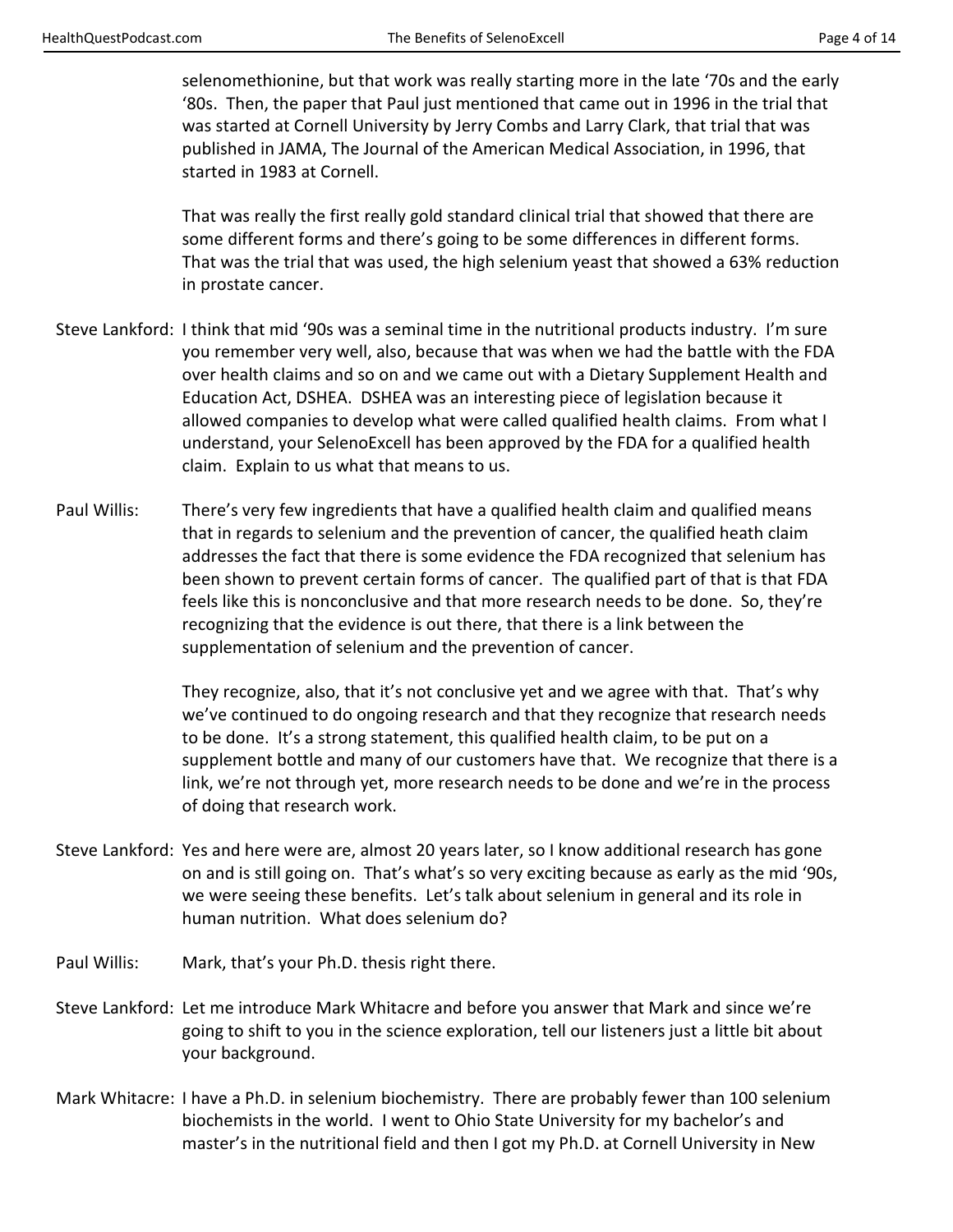selenomethionine, but that work was really starting more in the late '70s and the early '80s. Then, the paper that Paul just mentioned that came out in 1996 in the trial that was started at Cornell University by Jerry Combs and Larry Clark, that trial that was published in JAMA, The Journal of the American Medical Association, in 1996, that started in 1983 at Cornell.

That was really the first really gold standard clinical trial that showed that there are some different forms and there's going to be some differences in different forms. That was the trial that was used, the high selenium yeast that showed a 63% reduction in prostate cancer.

Steve Lankford: I think that mid '90s was a seminal time in the nutritional products industry. I'm sure you remember very well, also, because that was when we had the battle with the FDA over health claims and so on and we came out with a Dietary Supplement Health and Education Act, DSHEA. DSHEA was an interesting piece of legislation because it allowed companies to develop what were called qualified health claims. From what I understand, your SelenoExcell has been approved by the FDA for a qualified health claim. Explain to us what that means to us.

Paul Willis: There's very few ingredients that have a qualified health claim and qualified means that in regards to selenium and the prevention of cancer, the qualified heath claim addresses the fact that there is some evidence the FDA recognized that selenium has been shown to prevent certain forms of cancer. The qualified part of that is that FDA feels like this is nonconclusive and that more research needs to be done. So, they're recognizing that the evidence is out there, that there is a link between the supplementation of selenium and the prevention of cancer.

They recognize, also, that it's not conclusive yet and we agree with that. That's why we've continued to do ongoing research and that they recognize that research needs to be done. It's a strong statement, this qualified health claim, to be put on a supplement bottle and many of our customers have that. We recognize that there is a link, we're not through yet, more research needs to be done and we're in the process of doing that research work.

Steve Lankford: Yes and here were are, almost 20 years later, so I know additional research has gone on and is still going on. That's what's so very exciting because as early as the mid '90s, we were seeing these benefits. Let's talk about selenium in general and its role in human nutrition. What does selenium do?

Paul Willis: Mark, that's your Ph.D. thesis right there.

Steve Lankford: Let me introduce Mark Whitacre and before you answer that Mark and since we're going to shift to you in the science exploration, tell our listeners just a little bit about your background.

Mark Whitacre: I have a Ph.D. in selenium biochemistry. There are probably fewer than 100 selenium biochemists in the world. I went to Ohio State University for my bachelor's and master's in the nutritional field and then I got my Ph.D. at Cornell University in New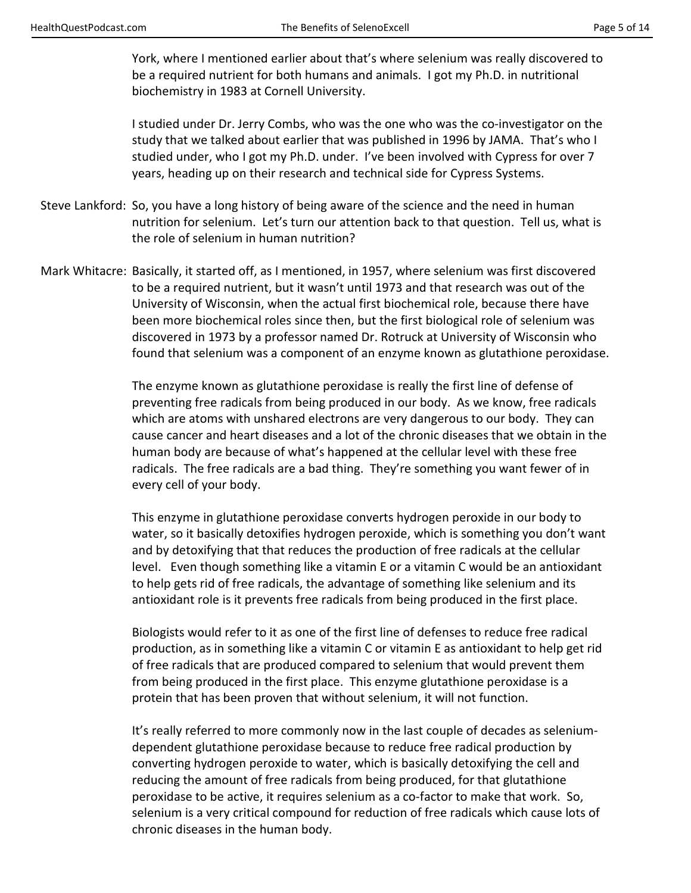York, where I mentioned earlier about that's where selenium was really discovered to be a required nutrient for both humans and animals. I got my Ph.D. in nutritional biochemistry in 1983 at Cornell University.

I studied under Dr. Jerry Combs, who was the one who was the co-investigator on the study that we talked about earlier that was published in 1996 by JAMA. That's who I studied under, who I got my Ph.D. under. I've been involved with Cypress for over 7 years, heading up on their research and technical side for Cypress Systems.

Steve Lankford: So, you have a long history of being aware of the science and the need in human nutrition for selenium. Let's turn our attention back to that question. Tell us, what is the role of selenium in human nutrition?

Mark Whitacre: Basically, it started off, as I mentioned, in 1957, where selenium was first discovered to be a required nutrient, but it wasn't until 1973 and that research was out of the University of Wisconsin, when the actual first biochemical role, because there have been more biochemical roles since then, but the first biological role of selenium was discovered in 1973 by a professor named Dr. Rotruck at University of Wisconsin who found that selenium was a component of an enzyme known as glutathione peroxidase.

The enzyme known as glutathione peroxidase is really the first line of defense of preventing free radicals from being produced in our body. As we know, free radicals which are atoms with unshared electrons are very dangerous to our body. They can cause cancer and heart diseases and a lot of the chronic diseases that we obtain in the human body are because of what's happened at the cellular level with these free radicals. The free radicals are a bad thing. They're something you want fewer of in every cell of your body.

This enzyme in glutathione peroxidase converts hydrogen peroxide in our body to water, so it basically detoxifies hydrogen peroxide, which is something you don't want and by detoxifying that that reduces the production of free radicals at the cellular level. Even though something like a vitamin E or a vitamin C would be an antioxidant to help gets rid of free radicals, the advantage of something like selenium and its antioxidant role is it prevents free radicals from being produced in the first place.

Biologists would refer to it as one of the first line of defenses to reduce free radical production, as in something like a vitamin C or vitamin E as antioxidant to help get rid of free radicals that are produced compared to selenium that would prevent them from being produced in the first place. This enzyme glutathione peroxidase is a protein that has been proven that without selenium, it will not function.

It's really referred to more commonly now in the last couple of decades as selenium-dependent glutathione peroxidase because to reduce free radical production by converting hydrogen peroxide to water, which is basically detoxifying the cell and reducing the amount of free radicals from being produced, for that glutathione peroxidase to be active, it requires selenium as a co-factor to make that work. So, selenium is a very critical compound for reduction of free radicals which cause lots of chronic diseases in the human body.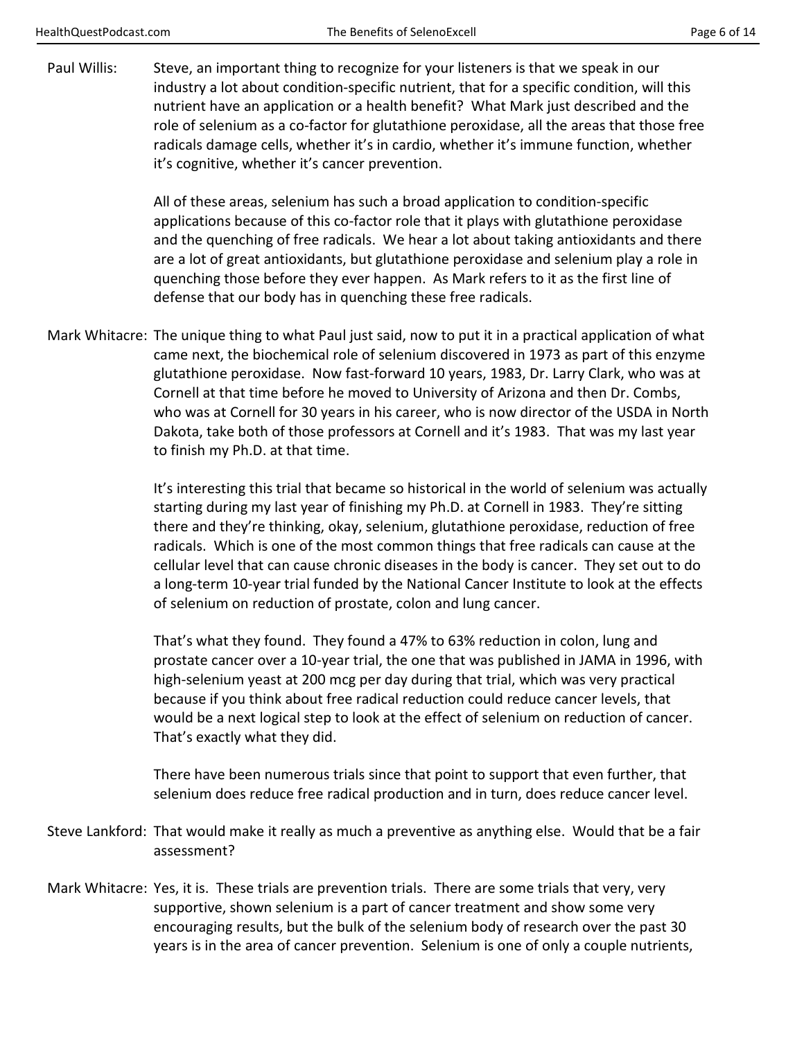Paul Willis: Steve, an important thing to recognize for your listeners is that we speak in our industry a lot about condition-specific nutrient, that for a specific condition, will this nutrient have an application or a health benefit? What Mark just described and the role of selenium as a co-factor for glutathione peroxidase, all the areas that those free radicals damage cells, whether it's in cardio, whether it's immune function, whether it's cognitive, whether it's cancer prevention.

All of these areas, selenium has such a broad application to condition-specific applications because of this co-factor role that it plays with glutathione peroxidase and the quenching of free radicals. We hear a lot about taking antioxidants and there are a lot of great antioxidants, but glutathione peroxidase and selenium play a role in quenching those before they ever happen. As Mark refers to it as the first line of defense that our body has in quenching these free radicals.

Mark Whitacre: The unique thing to what Paul just said, now to put it in a practical application of what came next, the biochemical role of selenium discovered in 1973 as part of this enzyme glutathione peroxidase. Now fast-forward 10 years, 1983, Dr. Larry Clark, who was at Cornell at that time before he moved to University of Arizona and then Dr. Combs, who was at Cornell for 30 years in his career, who is now director of the USDA in North Dakota, take both of those professors at Cornell and it's 1983. That was my last year to finish my Ph.D. at that time.

It's interesting this trial that became so historical in the world of selenium was actually starting during my last year of finishing my Ph.D. at Cornell in 1983. They're sitting there and they're thinking, okay, selenium, glutathione peroxidase, reduction of free radicals. Which is one of the most common things that free radicals can cause at the cellular level that can cause chronic diseases in the body is cancer. They set out to do a long-term 10-year trial funded by the National Cancer Institute to look at the effects of selenium on reduction of prostate, colon and lung cancer.

That's what they found. They found a 47% to 63% reduction in colon, lung and prostate cancer over a 10-year trial, the one that was published in JAMA in 1996, with high-selenium yeast at 200 mcg per day during that trial, which was very practical because if you think about free radical reduction could reduce cancer levels, that would be a next logical step to look at the effect of selenium on reduction of cancer. That's exactly what they did.

There have been numerous trials since that point to support that even further, that selenium does reduce free radical production and in turn, does reduce cancer level.

Steve Lankford: That would make it really as much a preventive as anything else. Would that be a fair assessment?

Mark Whitacre: Yes, it is. These trials are prevention trials. There are some trials that very, very supportive, shown selenium is a part of cancer treatment and show some very encouraging results, but the bulk of the selenium body of research over the past 30 years is in the area of cancer prevention. Selenium is one of only a couple nutrients,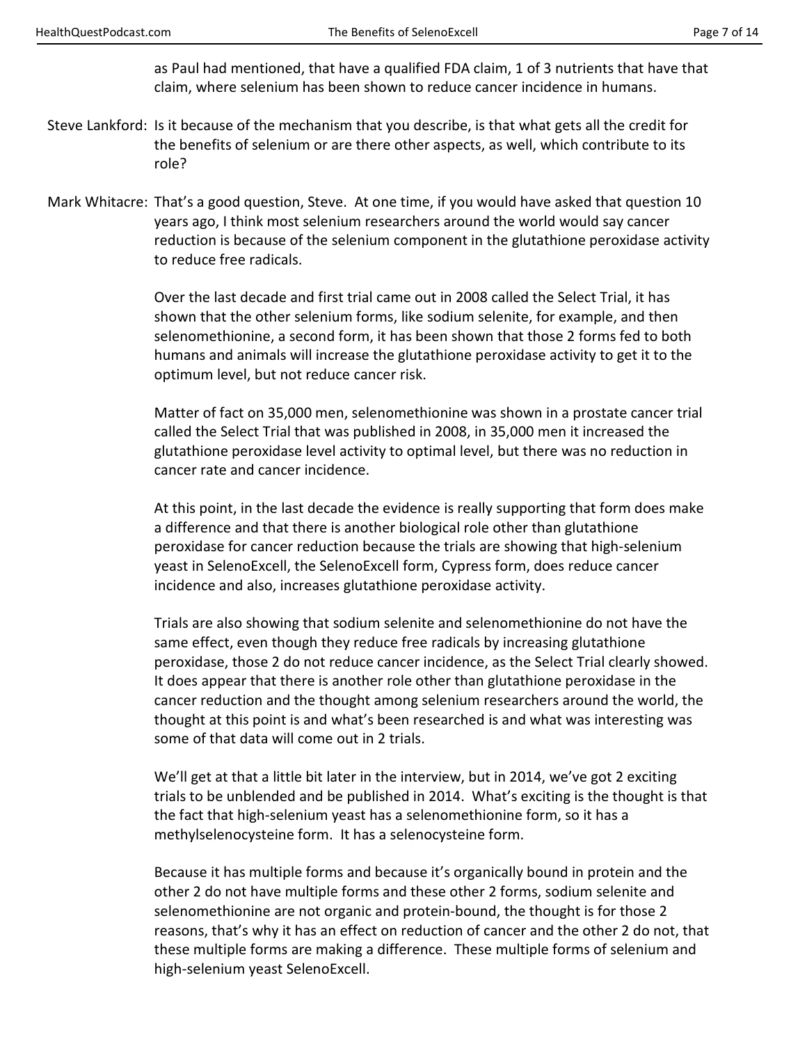as Paul had mentioned, that have a qualified FDA claim, 1 of 3 nutrients that have that claim, where selenium has been shown to reduce cancer incidence in humans.

**Steve Lankford:** Is it because of the mechanism that you describe, is that what gets all the credit for the benefits of selenium or are there other aspects, as well, which contribute to its role?

**Mark Whitacre:** That's a good question, Steve. At one time, if you would have asked that question 10 years ago, I think most selenium researchers around the world would say cancer reduction is because of the selenium component in the glutathione peroxidase activity to reduce free radicals.

Over the last decade and first trial came out in 2008 called the Select Trial, it has shown that the other selenium forms, like sodium selenite, for example, and then selenomethionine, a second form, it has been shown that those 2 forms fed to both humans and animals will increase the glutathione peroxidase activity to get it to the optimum level, but not reduce cancer risk.

Matter of fact on 35,000 men, selenomethionine was shown in a prostate cancer trial called the Select Trial that was published in 2008, in 35,000 men it increased the glutathione peroxidase level activity to optimal level, but there was no reduction in cancer rate and cancer incidence.

At this point, in the last decade the evidence is really supporting that form does make a difference and that there is another biological role other than glutathione peroxidase for cancer reduction because the trials are showing that high-selenium yeast in SelenoExcell, the SelenoExcell form, Cypress form, does reduce cancer incidence and also, increases glutathione peroxidase activity.

Trials are also showing that sodium selenite and selenomethionine do not have the same effect, even though they reduce free radicals by increasing glutathione peroxidase, those 2 do not reduce cancer incidence, as the Select Trial clearly showed. It does appear that there is another role other than glutathione peroxidase in the cancer reduction and the thought among selenium researchers around the world, the thought at this point is and what's been researched is and what was interesting was some of that data will come out in 2 trials.

We'll get at that a little bit later in the interview, but in 2014, we've got 2 exciting trials to be unblended and be published in 2014. What's exciting is the thought is that the fact that high-selenium yeast has a selenomethionine form, so it has a methylselenocysteine form. It has a selenocysteine form.

Because it has multiple forms and because it's organically bound in protein and the other 2 do not have multiple forms and these other 2 forms, sodium selenite and selenomethionine are not organic and protein-bound, the thought is for those 2 reasons, that's why it has an effect on reduction of cancer and the other 2 do not, that these multiple forms are making a difference. These multiple forms of selenium and high-selenium yeast SelenoExcell.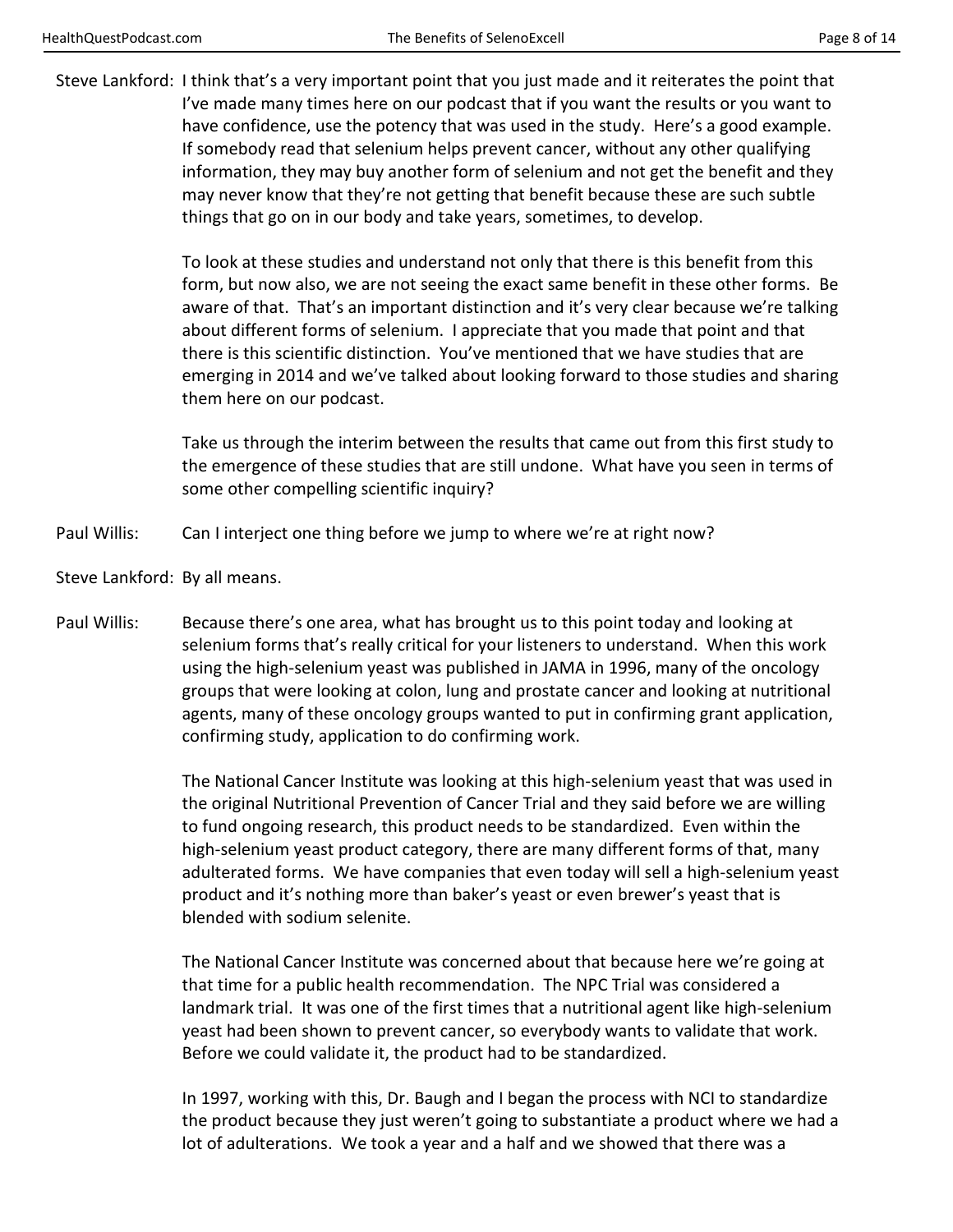Steve Lankford: I think that's a very important point that you just made and it reiterates the point that I've made many times here on our podcast that if you want the results or you want to have confidence, use the potency that was used in the study. Here's a good example. If somebody read that selenium helps prevent cancer, without any other qualifying information, they may buy another form of selenium and not get the benefit and they may never know that they're not getting that benefit because these are such subtle things that go on in our body and take years, sometimes, to develop.

To look at these studies and understand not only that there is this benefit from this form, but now also, we are not seeing the exact same benefit in these other forms. Be aware of that. That's an important distinction and it's very clear because we're talking about different forms of selenium. I appreciate that you made that point and that there is this scientific distinction. You've mentioned that we have studies that are emerging in 2014 and we've talked about looking forward to those studies and sharing them here on our podcast.

Take us through the interim between the results that came out from this first study to the emergence of these studies that are still undone. What have you seen in terms of some other compelling scientific inquiry?

Paul Willis: Can I interject one thing before we jump to where we're at right now?

Steve Lankford: By all means.

Paul Willis: Because there's one area, what has brought us to this point today and looking at selenium forms that's really critical for your listeners to understand. When this work using the high-selenium yeast was published in JAMA in 1996, many of the oncology groups that were looking at colon, lung and prostate cancer and looking at nutritional agents, many of these oncology groups wanted to put in confirming grant application, confirming study, application to do confirming work.

The National Cancer Institute was looking at this high-selenium yeast that was used in the original Nutritional Prevention of Cancer Trial and they said before we are willing to fund ongoing research, this product needs to be standardized. Even within the high-selenium yeast product category, there are many different forms of that, many adulterated forms. We have companies that even today will sell a high-selenium yeast product and it's nothing more than baker's yeast or even brewer's yeast that is blended with sodium selenite.

The National Cancer Institute was concerned about that because here we're going at that time for a public health recommendation. The NPC Trial was considered a landmark trial. It was one of the first times that a nutritional agent like high-selenium yeast had been shown to prevent cancer, so everybody wants to validate that work. Before we could validate it, the product had to be standardized.

In 1997, working with this, Dr. Baugh and I began the process with NCI to standardize the product because they just weren't going to substantiate a product where we had a lot of adulterations. We took a year and a half and we showed that there was a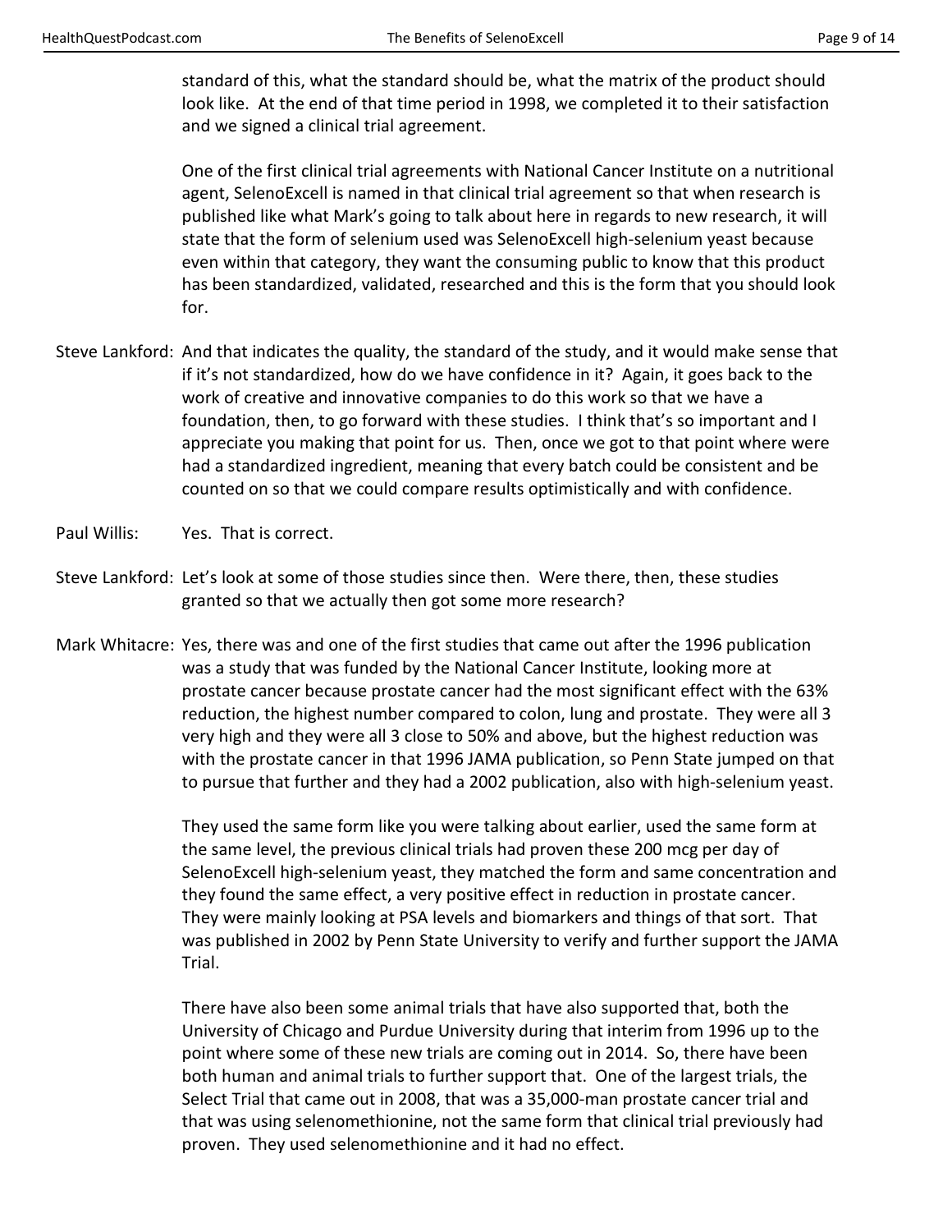standard of this, what the standard should be, what the matrix of the product should look like. At the end of that time period in 1998, we completed it to their satisfaction and we signed a clinical trial agreement.

One of the first clinical trial agreements with National Cancer Institute on a nutritional agent, SelenoExcell is named in that clinical trial agreement so that when research is published like what Mark's going to talk about here in regards to new research, it will state that the form of selenium used was SelenoExcell high-selenium yeast because even within that category, they want the consuming public to know that this product has been standardized, validated, researched and this is the form that you should look for.

Steve Lankford: And that indicates the quality, the standard of the study, and it would make sense that if it's not standardized, how do we have confidence in it? Again, it goes back to the work of creative and innovative companies to do this work so that we have a foundation, then, to go forward with these studies. I think that's so important and I appreciate you making that point for us. Then, once we got to that point where were had a standardized ingredient, meaning that every batch could be consistent and be counted on so that we could compare results optimistically and with confidence.

Paul Willis: Yes. That is correct.

Steve Lankford: Let's look at some of those studies since then. Were there, then, these studies granted so that we actually then got some more research?

Mark Whitacre: Yes, there was and one of the first studies that came out after the 1996 publication was a study that was funded by the National Cancer Institute, looking more at prostate cancer because prostate cancer had the most significant effect with the 63% reduction, the highest number compared to colon, lung and prostate. They were all 3 very high and they were all 3 close to 50% and above, but the highest reduction was with the prostate cancer in that 1996 JAMA publication, so Penn State jumped on that to pursue that further and they had a 2002 publication, also with high-selenium yeast.

They used the same form like you were talking about earlier, used the same form at the same level, the previous clinical trials had proven these 200 mcg per day of SelenoExcell high-selenium yeast, they matched the form and same concentration and they found the same effect, a very positive effect in reduction in prostate cancer. They were mainly looking at PSA levels and biomarkers and things of that sort. That was published in 2002 by Penn State University to verify and further support the JAMA Trial.

There have also been some animal trials that have also supported that, both the University of Chicago and Purdue University during that interim from 1996 up to the point where some of these new trials are coming out in 2014. So, there have been both human and animal trials to further support that. One of the largest trials, the Select Trial that came out in 2008, that was a 35,000-man prostate cancer trial and that was using selenomethionine, not the same form that clinical trial previously had proven. They used selenomethionine and it had no effect.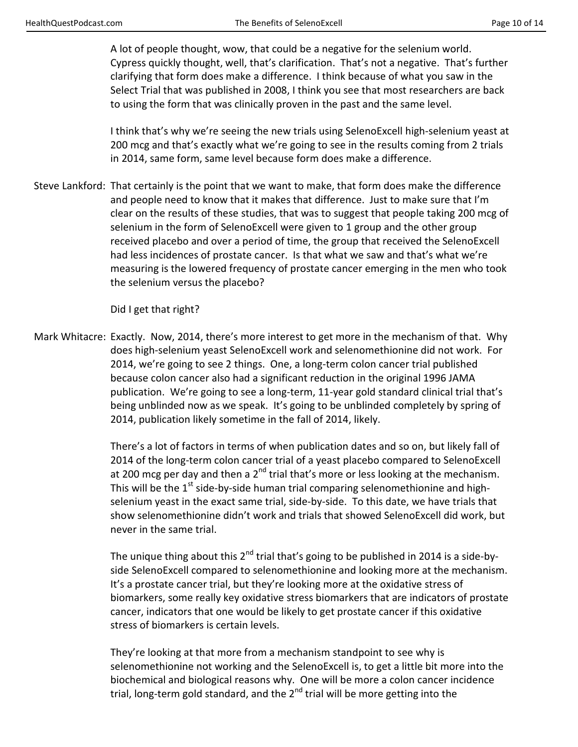A lot of people thought, wow, that could be a negative for the selenium world. Cypress quickly thought, well, that's clarification. That's not a negative. That's further clarifying that form does make a difference. I think because of what you saw in the Select Trial that was published in 2008, I think you see that most researchers are back to using the form that was clinically proven in the past and the same level.

I think that's why we're seeing the new trials using SelenoExcell high-selenium yeast at 200 mcg and that's exactly what we're going to see in the results coming from 2 trials in 2014, same form, same level because form does make a difference.

Steve Lankford: That certainly is the point that we want to make, that form does make the difference and people need to know that it makes that difference. Just to make sure that I'm clear on the results of these studies, that was to suggest that people taking 200 mcg of selenium in the form of SelenoExcell were given to 1 group and the other group received placebo and over a period of time, the group that received the SelenoExcell had less incidences of prostate cancer. Is that what we saw and that's what we're measuring is the lowered frequency of prostate cancer emerging in the men who took the selenium versus the placebo?

Did I get that right?

Mark Whitacre: Exactly. Now, 2014, there's more interest to get more in the mechanism of that. Why does high-selenium yeast SelenoExcell work and selenomethionine did not work. For 2014, we're going to see 2 things. One, a long-term colon cancer trial published because colon cancer also had a significant reduction in the original 1996 JAMA publication. We're going to see a long-term, 11-year gold standard clinical trial that's being unblinded now as we speak. It's going to be unblinded completely by spring of 2014, publication likely sometime in the fall of 2014, likely.

There's a lot of factors in terms of when publication dates and so on, but likely fall of 2014 of the long-term colon cancer trial of a yeast placebo compared to SelenoExcell at 200 mcg per day and then a 2nd trial that's more or less looking at the mechanism. This will be the 1st side-by-side human trial comparing selenomethionine and high-selenium yeast in the exact same trial, side-by-side. To this date, we have trials that show selenomethionine didn't work and trials that showed SelenoExcell did work, but never in the same trial.

The unique thing about this 2nd trial that's going to be published in 2014 is a side-by-side SelenoExcell compared to selenomethionine and looking more at the mechanism. It's a prostate cancer trial, but they're looking more at the oxidative stress of biomarkers, some really key oxidative stress biomarkers that are indicators of prostate cancer, indicators that one would be likely to get prostate cancer if this oxidative stress of biomarkers is certain levels.

They're looking at that more from a mechanism standpoint to see why is selenomethionine not working and the SelenoExcell is, to get a little bit more into the biochemical and biological reasons why. One will be more a colon cancer incidence trial, long-term gold standard, and the 2nd trial will be more getting into the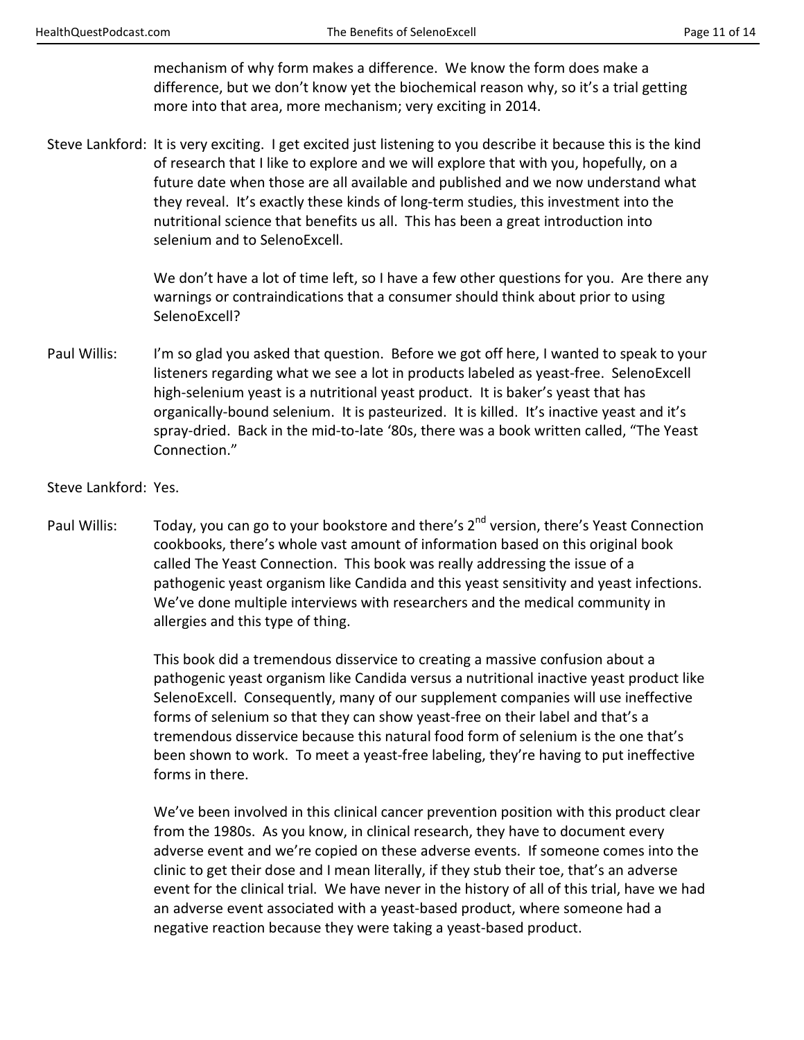mechanism of why form makes a difference. We know the form does make a difference, but we don't know yet the biochemical reason why, so it's a trial getting more into that area, more mechanism; very exciting in 2014.

Steve Lankford: It is very exciting. I get excited just listening to you describe it because this is the kind of research that I like to explore and we will explore that with you, hopefully, on a future date when those are all available and published and we now understand what they reveal. It's exactly these kinds of long-term studies, this investment into the nutritional science that benefits us all. This has been a great introduction into selenium and to SelenoExcell.

We don't have a lot of time left, so I have a few other questions for you. Are there any warnings or contraindications that a consumer should think about prior to using SelenoExcell?

Paul Willis: I'm so glad you asked that question. Before we got off here, I wanted to speak to your listeners regarding what we see a lot in products labeled as yeast-free. SelenoExcell high-selenium yeast is a nutritional yeast product. It is baker's yeast that has organically-bound selenium. It is pasteurized. It is killed. It's inactive yeast and it's spray-dried. Back in the mid-to-late '80s, there was a book written called, "The Yeast Connection."

Steve Lankford: Yes.

Paul Willis: Today, you can go to your bookstore and there's 2nd version, there's Yeast Connection cookbooks, there's whole vast amount of information based on this original book called The Yeast Connection. This book was really addressing the issue of a pathogenic yeast organism like Candida and this yeast sensitivity and yeast infections. We've done multiple interviews with researchers and the medical community in allergies and this type of thing.

This book did a tremendous disservice to creating a massive confusion about a pathogenic yeast organism like Candida versus a nutritional inactive yeast product like SelenoExcell. Consequently, many of our supplement companies will use ineffective forms of selenium so that they can show yeast-free on their label and that's a tremendous disservice because this natural food form of selenium is the one that's been shown to work. To meet a yeast-free labeling, they're having to put ineffective forms in there.

We've been involved in this clinical cancer prevention position with this product clear from the 1980s. As you know, in clinical research, they have to document every adverse event and we're copied on these adverse events. If someone comes into the clinic to get their dose and I mean literally, if they stub their toe, that's an adverse event for the clinical trial. We have never in the history of all of this trial, have we had an adverse event associated with a yeast-based product, where someone had a negative reaction because they were taking a yeast-based product.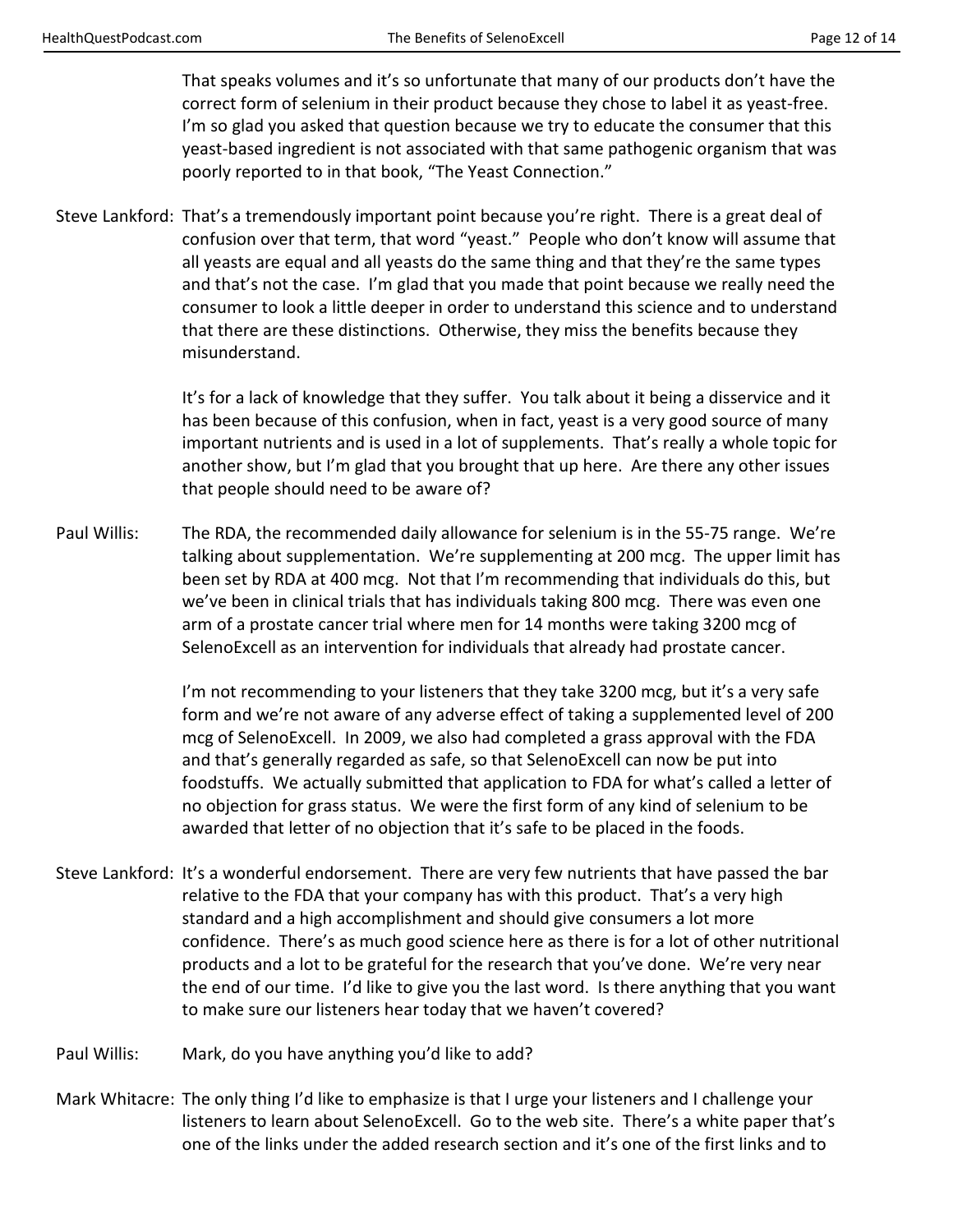That speaks volumes and it's so unfortunate that many of our products don't have the correct form of selenium in their product because they chose to label it as yeast-free. I'm so glad you asked that question because we try to educate the consumer that this yeast-based ingredient is not associated with that same pathogenic organism that was poorly reported to in that book, "The Yeast Connection."

Steve Lankford: That's a tremendously important point because you're right. There is a great deal of confusion over that term, that word "yeast." People who don't know will assume that all yeasts are equal and all yeasts do the same thing and that they're the same types and that's not the case. I'm glad that you made that point because we really need the consumer to look a little deeper in order to understand this science and to understand that there are these distinctions. Otherwise, they miss the benefits because they misunderstand.

It's for a lack of knowledge that they suffer. You talk about it being a disservice and it has been because of this confusion, when in fact, yeast is a very good source of many important nutrients and is used in a lot of supplements. That's really a whole topic for another show, but I'm glad that you brought that up here. Are there any other issues that people should need to be aware of?

Paul Willis: The RDA, the recommended daily allowance for selenium is in the 55-75 range. We're talking about supplementation. We're supplementing at 200 mcg. The upper limit has been set by RDA at 400 mcg. Not that I'm recommending that individuals do this, but we've been in clinical trials that has individuals taking 800 mcg. There was even one arm of a prostate cancer trial where men for 14 months were taking 3200 mcg of SelenoExcell as an intervention for individuals that already had prostate cancer.

I'm not recommending to your listeners that they take 3200 mcg, but it's a very safe form and we're not aware of any adverse effect of taking a supplemented level of 200 mcg of SelenoExcell. In 2009, we also had completed a grass approval with the FDA and that's generally regarded as safe, so that SelenoExcell can now be put into foodstuffs. We actually submitted that application to FDA for what's called a letter of no objection for grass status. We were the first form of any kind of selenium to be awarded that letter of no objection that it's safe to be placed in the foods.

Steve Lankford: It's a wonderful endorsement. There are very few nutrients that have passed the bar relative to the FDA that your company has with this product. That's a very high standard and a high accomplishment and should give consumers a lot more confidence. There's as much good science here as there is for a lot of other nutritional products and a lot to be grateful for the research that you've done. We're very near the end of our time. I'd like to give you the last word. Is there anything that you want to make sure our listeners hear today that we haven't covered?

Paul Willis: Mark, do you have anything you'd like to add?

Mark Whitacre: The only thing I'd like to emphasize is that I urge your listeners and I challenge your listeners to learn about SelenoExcell. Go to the web site. There's a white paper that's one of the links under the added research section and it's one of the first links and to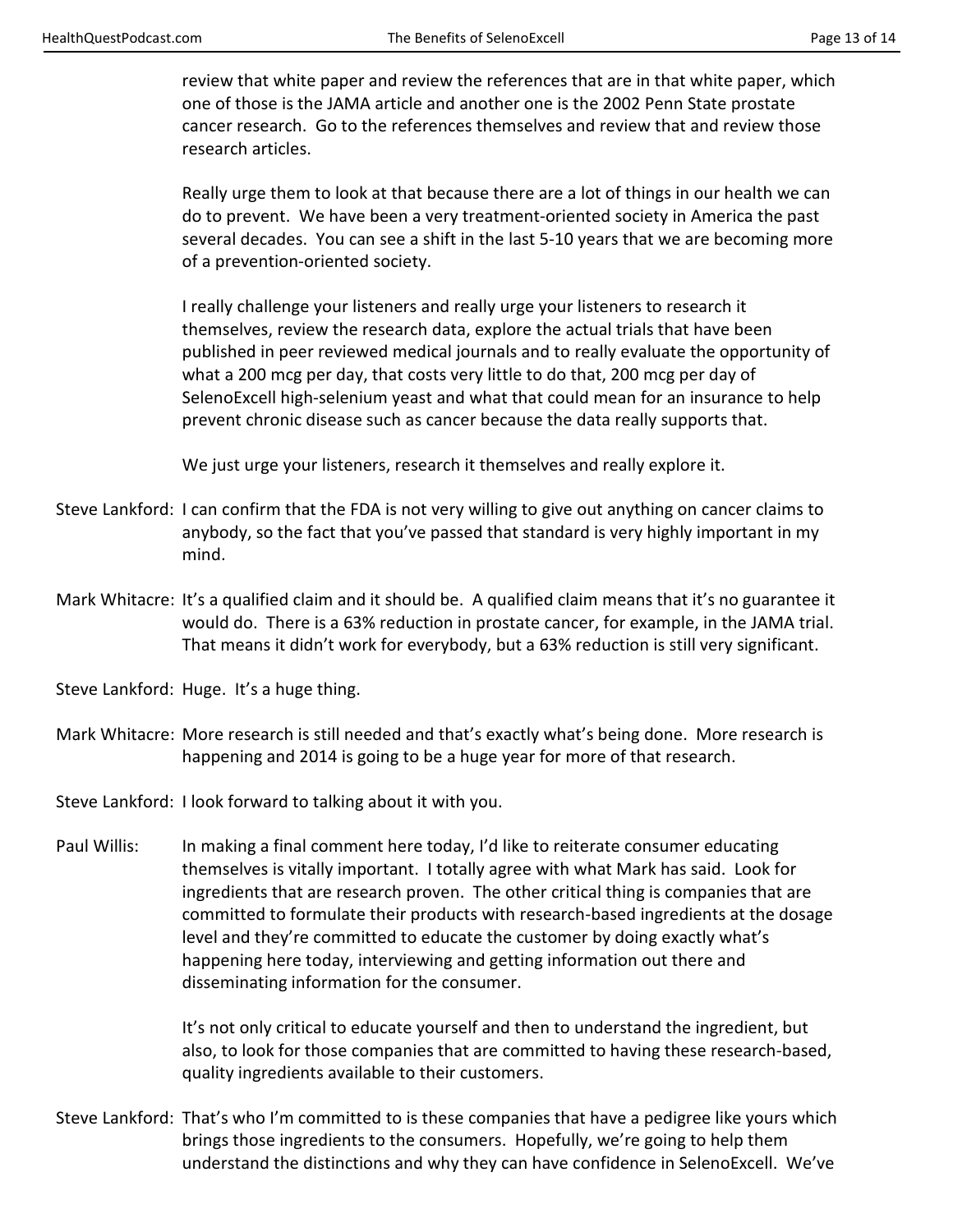review that white paper and review the references that are in that white paper, which one of those is the JAMA article and another one is the 2002 Penn State prostate cancer research. Go to the references themselves and review that and review those research articles.

Really urge them to look at that because there are a lot of things in our health we can do to prevent. We have been a very treatment-oriented society in America the past several decades. You can see a shift in the last 5-10 years that we are becoming more of a prevention-oriented society.

I really challenge your listeners and really urge your listeners to research it themselves, review the research data, explore the actual trials that have been published in peer reviewed medical journals and to really evaluate the opportunity of what a 200 mcg per day, that costs very little to do that, 200 mcg per day of SelenoExcell high-selenium yeast and what that could mean for an insurance to help prevent chronic disease such as cancer because the data really supports that.

We just urge your listeners, research it themselves and really explore it.

Steve Lankford: I can confirm that the FDA is not very willing to give out anything on cancer claims to anybody, so the fact that you've passed that standard is very highly important in my mind.

Mark Whitacre: It's a qualified claim and it should be. A qualified claim means that it's no guarantee it would do. There is a 63% reduction in prostate cancer, for example, in the JAMA trial. That means it didn't work for everybody, but a 63% reduction is still very significant.

Steve Lankford: Huge. It's a huge thing.

Mark Whitacre: More research is still needed and that's exactly what's being done. More research is happening and 2014 is going to be a huge year for more of that research.

Steve Lankford: I look forward to talking about it with you.

Paul Willis: In making a final comment here today, I'd like to reiterate consumer educating themselves is vitally important. I totally agree with what Mark has said. Look for ingredients that are research proven. The other critical thing is companies that are committed to formulate their products with research-based ingredients at the dosage level and they're committed to educate the customer by doing exactly what's happening here today, interviewing and getting information out there and disseminating information for the consumer.

It's not only critical to educate yourself and then to understand the ingredient, but also, to look for those companies that are committed to having these research-based, quality ingredients available to their customers.

Steve Lankford: That's who I'm committed to is these companies that have a pedigree like yours which brings those ingredients to the consumers. Hopefully, we're going to help them understand the distinctions and why they can have confidence in SelenoExcell. We've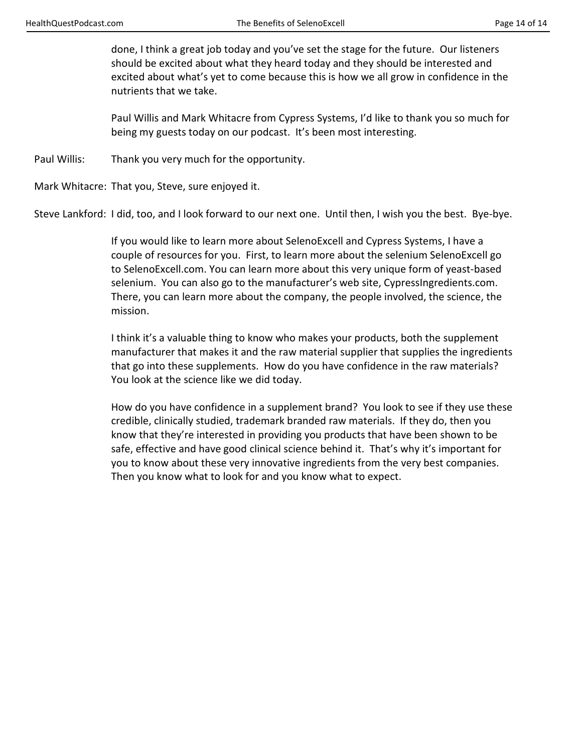done, I think a great job today and you've set the stage for the future. Our listeners should be excited about what they heard today and they should be interested and excited about what's yet to come because this is how we all grow in confidence in the nutrients that we take.

Paul Willis and Mark Whitacre from Cypress Systems, I'd like to thank you so much for being my guests today on our podcast. It's been most interesting.

Paul Willis: Thank you very much for the opportunity.

Mark Whitacre: That you, Steve, sure enjoyed it.

Steve Lankford: I did, too, and I look forward to our next one. Until then, I wish you the best. Bye-bye.

If you would like to learn more about SelenoExcell and Cypress Systems, I have a couple of resources for you. First, to learn more about the selenium SelenoExcell go to SelenoExcell.com. You can learn more about this very unique form of yeast-based selenium. You can also go to the manufacturer's web site, CypressIngredients.com. There, you can learn more about the company, the people involved, the science, the mission.

I think it's a valuable thing to know who makes your products, both the supplement manufacturer that makes it and the raw material supplier that supplies the ingredients that go into these supplements. How do you have confidence in the raw materials? You look at the science like we did today.

How do you have confidence in a supplement brand? You look to see if they use these credible, clinically studied, trademark branded raw materials. If they do, then you know that they're interested in providing you products that have been shown to be safe, effective and have good clinical science behind it. That's why it's important for you to know about these very innovative ingredients from the very best companies. Then you know what to look for and you know what to expect.